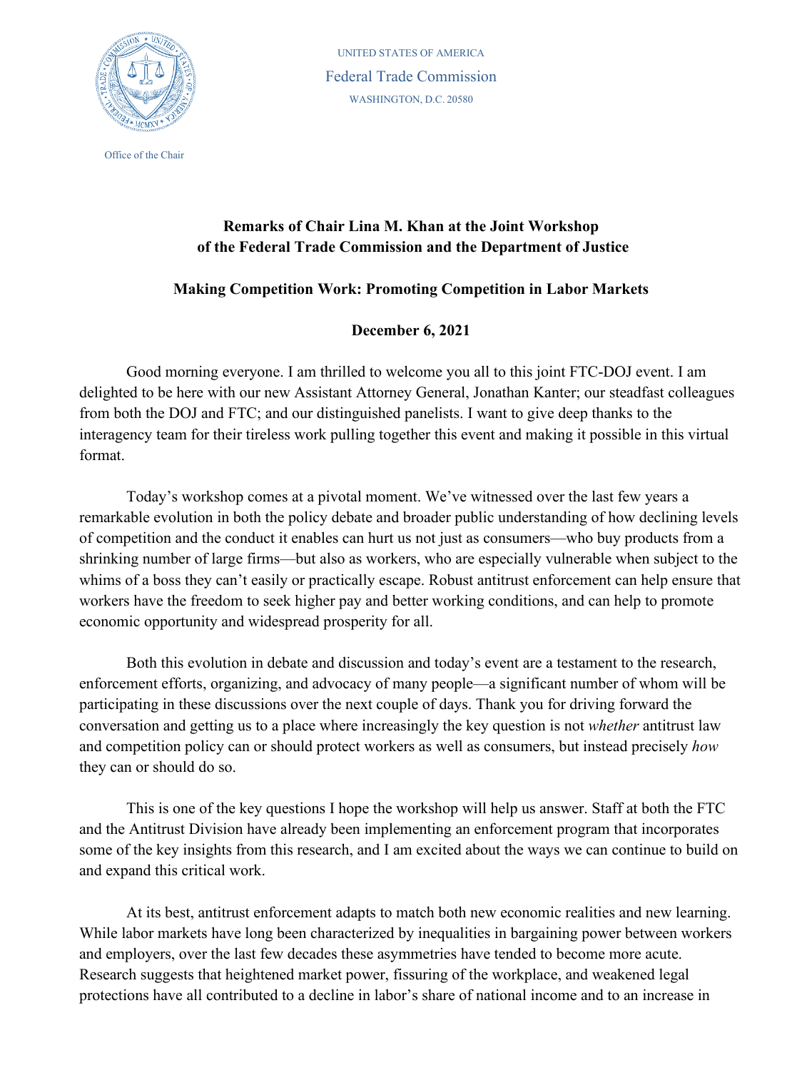UNITED STATES OF AMERICA

Federal Trade Commission

WASHINGTON, D.C. 20580

Office of the Chair

**Remarks of Chair Lina M. Khan at the Joint Workshop of the Federal Trade Commission and the Department of Justice**

**Making Competition Work: Promoting Competition in Labor Markets**

**December 6, 2021**

Good morning everyone. I am thrilled to welcome you all to this joint FTC-DOJ event. I am delighted to be here with our new Assistant Attorney General, Jonathan Kanter; our steadfast colleagues from both the DOJ and FTC; and our distinguished panelists. I want to give deep thanks to the interagency team for their tireless work pulling together this event and making it possible in this virtual format.

Today's workshop comes at a pivotal moment. We've witnessed over the last few years a remarkable evolution in both the policy debate and broader public understanding of how declining levels of competition and the conduct it enables can hurt us not just as consumers—who buy products from a shrinking number of large firms—but also as workers, who are especially vulnerable when subject to the whims of a boss they can't easily or practically escape. Robust antitrust enforcement can help ensure that workers have the freedom to seek higher pay and better working conditions, and can help to promote economic opportunity and widespread prosperity for all.

Both this evolution in debate and discussion and today's event are a testament to the research, enforcement efforts, organizing, and advocacy of many people—a significant number of whom will be participating in these discussions over the next couple of days. Thank you for driving forward the conversation and getting us to a place where increasingly the key question is not *whether* antitrust law and competition policy can or should protect workers as well as consumers, but instead precisely *how* they can or should do so.

This is one of the key questions I hope the workshop will help us answer. Staff at both the FTC and the Antitrust Division have already been implementing an enforcement program that incorporates some of the key insights from this research, and I am excited about the ways we can continue to build on and expand this critical work.

At its best, antitrust enforcement adapts to match both new economic realities and new learning. While labor markets have long been characterized by inequalities in bargaining power between workers and employers, over the last few decades these asymmetries have tended to become more acute. Research suggests that heightened market power, fissuring of the workplace, and weakened legal protections have all contributed to a decline in labor's share of national income and to an increase in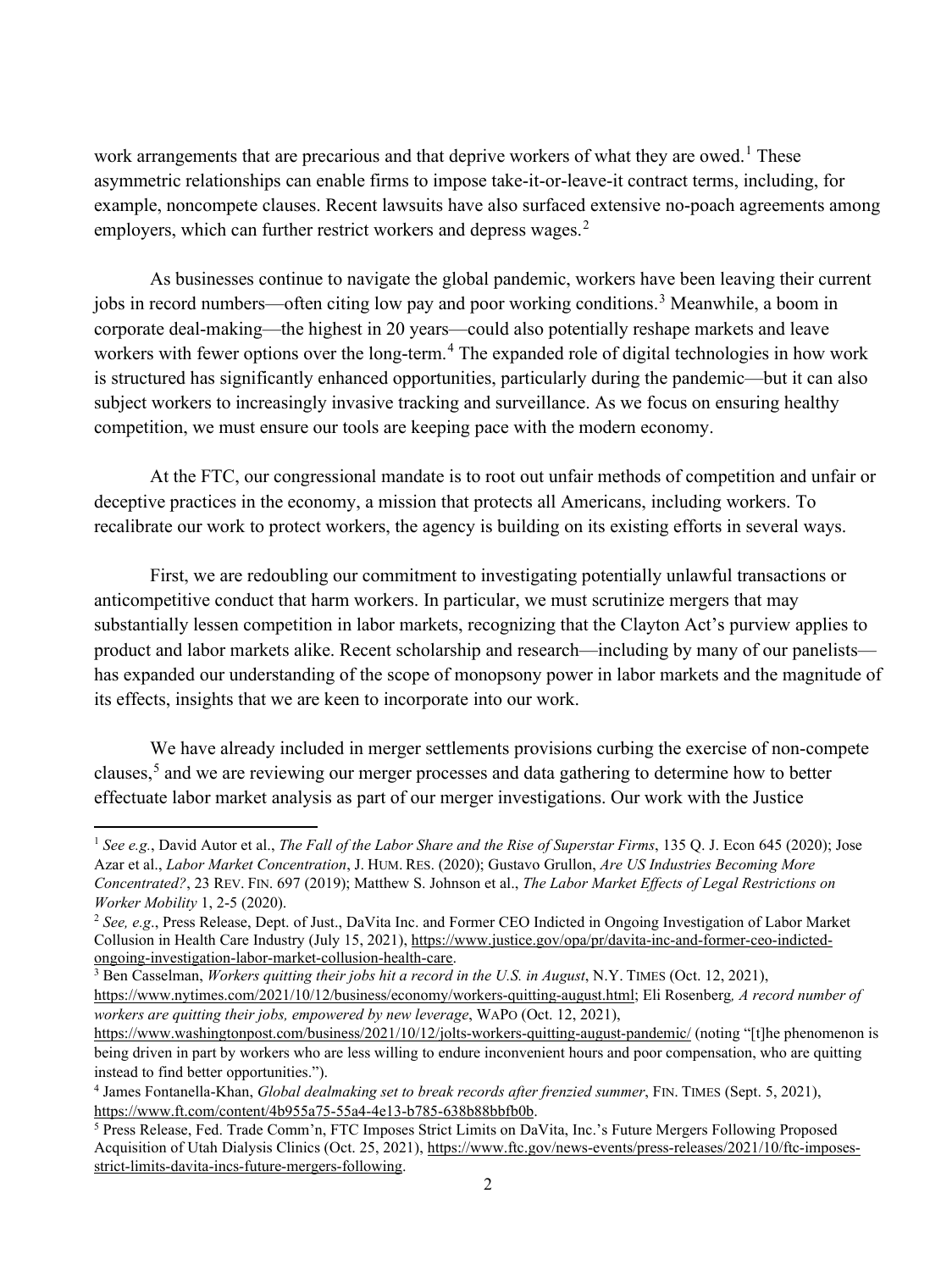work arrangements that are precarious and that deprive workers of what they are owed.[1] These asymmetric relationships can enable firms to impose take-it-or-leave-it contract terms, including, for example, noncompete clauses. Recent lawsuits have also surfaced extensive no-poach agreements among employers, which can further restrict workers and depress wages.[2]

As businesses continue to navigate the global pandemic, workers have been leaving their current jobs in record numbers—often citing low pay and poor working conditions.[3] Meanwhile, a boom in corporate deal-making—the highest in 20 years—could also potentially reshape markets and leave workers with fewer options over the long-term.[4] The expanded role of digital technologies in how work is structured has significantly enhanced opportunities, particularly during the pandemic—but it can also subject workers to increasingly invasive tracking and surveillance. As we focus on ensuring healthy competition, we must ensure our tools are keeping pace with the modern economy.

At the FTC, our congressional mandate is to root out unfair methods of competition and unfair or deceptive practices in the economy, a mission that protects all Americans, including workers. To recalibrate our work to protect workers, the agency is building on its existing efforts in several ways.

First, we are redoubling our commitment to investigating potentially unlawful transactions or anticompetitive conduct that harm workers. In particular, we must scrutinize mergers that may substantially lessen competition in labor markets, recognizing that the Clayton Act's purview applies to product and labor markets alike. Recent scholarship and research—including by many of our panelists—has expanded our understanding of the scope of monopsony power in labor markets and the magnitude of its effects, insights that we are keen to incorporate into our work.

We have already included in merger settlements provisions curbing the exercise of non-compete clauses,[5] and we are reviewing our merger processes and data gathering to determine how to better effectuate labor market analysis as part of our merger investigations. Our work with the Justice

---

[1] *See e.g.*, David Autor et al., *The Fall of the Labor Share and the Rise of Superstar Firms*, 135 Q. J. Econ 645 (2020); Jose Azar et al., *Labor Market Concentration*, J. HUM. RES. (2020); Gustavo Grullon, *Are US Industries Becoming More Concentrated?*, 23 REV. FIN. 697 (2019); Matthew S. Johnson et al., *The Labor Market Effects of Legal Restrictions on Worker Mobility* 1, 2-5 (2020).

[2] *See, e.g.*, Press Release, Dept. of Just., DaVita Inc. and Former CEO Indicted in Ongoing Investigation of Labor Market Collusion in Health Care Industry (July 15, 2021), https://www.justice.gov/opa/pr/davita-inc-and-former-ceo-indicted-ongoing-investigation-labor-market-collusion-health-care.

[3] Ben Casselman, *Workers quitting their jobs hit a record in the U.S. in August*, N.Y. TIMES (Oct. 12, 2021), https://www.nytimes.com/2021/10/12/business/economy/workers-quitting-august.html; Eli Rosenberg*, A record number of workers are quitting their jobs, empowered by new leverage*, WAPO (Oct. 12, 2021), https://www.washingtonpost.com/business/2021/10/12/jolts-workers-quitting-august-pandemic/ (noting "[t]he phenomenon is being driven in part by workers who are less willing to endure inconvenient hours and poor compensation, who are quitting instead to find better opportunities.").

[4] James Fontanella-Khan, *Global dealmaking set to break records after frenzied summer*, FIN. TIMES (Sept. 5, 2021), https://www.ft.com/content/4b955a75-55a4-4e13-b785-638b88bbfb0b.

[5] Press Release, Fed. Trade Comm'n, FTC Imposes Strict Limits on DaVita, Inc.'s Future Mergers Following Proposed Acquisition of Utah Dialysis Clinics (Oct. 25, 2021), https://www.ftc.gov/news-events/press-releases/2021/10/ftc-imposes-strict-limits-davita-incs-future-mergers-following.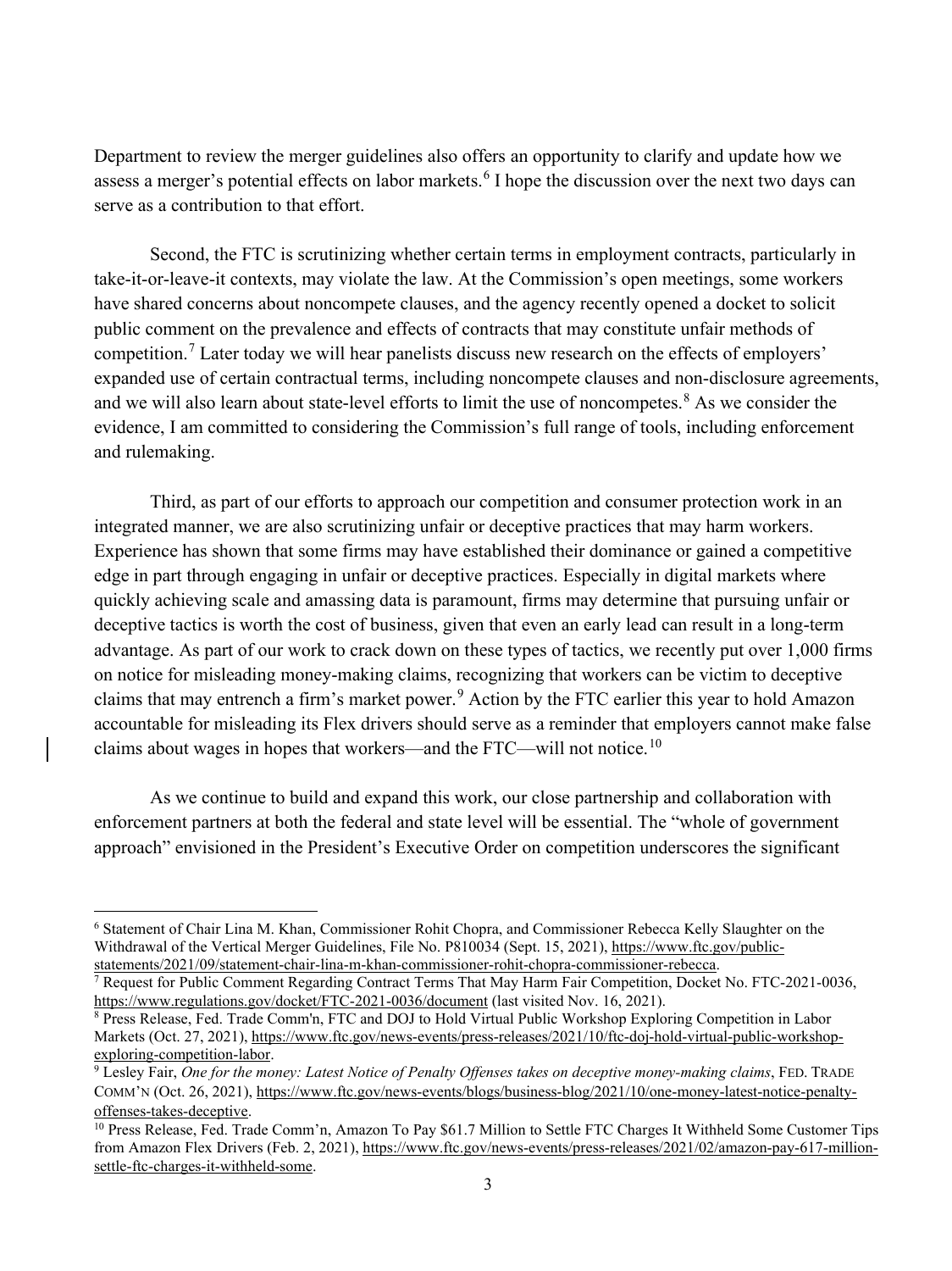Department to review the merger guidelines also offers an opportunity to clarify and update how we assess a merger's potential effects on labor markets.[6] I hope the discussion over the next two days can serve as a contribution to that effort.

Second, the FTC is scrutinizing whether certain terms in employment contracts, particularly in take-it-or-leave-it contexts, may violate the law. At the Commission's open meetings, some workers have shared concerns about noncompete clauses, and the agency recently opened a docket to solicit public comment on the prevalence and effects of contracts that may constitute unfair methods of competition.[7] Later today we will hear panelists discuss new research on the effects of employers' expanded use of certain contractual terms, including noncompete clauses and non-disclosure agreements, and we will also learn about state-level efforts to limit the use of noncompetes.[8] As we consider the evidence, I am committed to considering the Commission's full range of tools, including enforcement and rulemaking.

Third, as part of our efforts to approach our competition and consumer protection work in an integrated manner, we are also scrutinizing unfair or deceptive practices that may harm workers. Experience has shown that some firms may have established their dominance or gained a competitive edge in part through engaging in unfair or deceptive practices. Especially in digital markets where quickly achieving scale and amassing data is paramount, firms may determine that pursuing unfair or deceptive tactics is worth the cost of business, given that even an early lead can result in a long-term advantage. As part of our work to crack down on these types of tactics, we recently put over 1,000 firms on notice for misleading money-making claims, recognizing that workers can be victim to deceptive claims that may entrench a firm's market power.[9] Action by the FTC earlier this year to hold Amazon accountable for misleading its Flex drivers should serve as a reminder that employers cannot make false claims about wages in hopes that workers—and the FTC—will not notice.[10]

As we continue to build and expand this work, our close partnership and collaboration with enforcement partners at both the federal and state level will be essential. The "whole of government approach" envisioned in the President's Executive Order on competition underscores the significant

---

[6] Statement of Chair Lina M. Khan, Commissioner Rohit Chopra, and Commissioner Rebecca Kelly Slaughter on the Withdrawal of the Vertical Merger Guidelines, File No. P810034 (Sept. 15, 2021), https://www.ftc.gov/public-statements/2021/09/statement-chair-lina-m-khan-commissioner-rohit-chopra-commissioner-rebecca.

[7] Request for Public Comment Regarding Contract Terms That May Harm Fair Competition, Docket No. FTC-2021-0036, https://www.regulations.gov/docket/FTC-2021-0036/document (last visited Nov. 16, 2021).

[8] Press Release, Fed. Trade Comm'n, FTC and DOJ to Hold Virtual Public Workshop Exploring Competition in Labor Markets (Oct. 27, 2021), https://www.ftc.gov/news-events/press-releases/2021/10/ftc-doj-hold-virtual-public-workshop-exploring-competition-labor.

[9] Lesley Fair, *One for the money: Latest Notice of Penalty Offenses takes on deceptive money-making claims*, FED. TRADE COMM'N (Oct. 26, 2021), https://www.ftc.gov/news-events/blogs/business-blog/2021/10/one-money-latest-notice-penalty-offenses-takes-deceptive.

[10] Press Release, Fed. Trade Comm'n, Amazon To Pay $61.7 Million to Settle FTC Charges It Withheld Some Customer Tips from Amazon Flex Drivers (Feb. 2, 2021), https://www.ftc.gov/news-events/press-releases/2021/02/amazon-pay-617-million-settle-ftc-charges-it-withheld-some.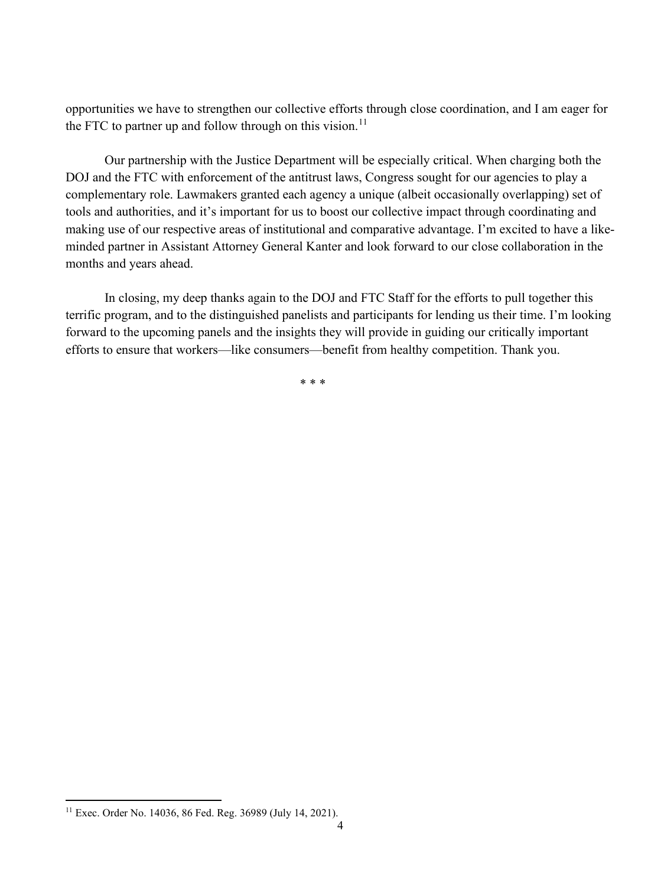opportunities we have to strengthen our collective efforts through close coordination, and I am eager for the FTC to partner up and follow through on this vision.[11]

Our partnership with the Justice Department will be especially critical. When charging both the DOJ and the FTC with enforcement of the antitrust laws, Congress sought for our agencies to play a complementary role. Lawmakers granted each agency a unique (albeit occasionally overlapping) set of tools and authorities, and it's important for us to boost our collective impact through coordinating and making use of our respective areas of institutional and comparative advantage. I'm excited to have a like-minded partner in Assistant Attorney General Kanter and look forward to our close collaboration in the months and years ahead.

In closing, my deep thanks again to the DOJ and FTC Staff for the efforts to pull together this terrific program, and to the distinguished panelists and participants for lending us their time. I'm looking forward to the upcoming panels and the insights they will provide in guiding our critically important efforts to ensure that workers—like consumers—benefit from healthy competition. Thank you.

\* \* \*

[11] Exec. Order No. 14036, 86 Fed. Reg. 36989 (July 14, 2021).